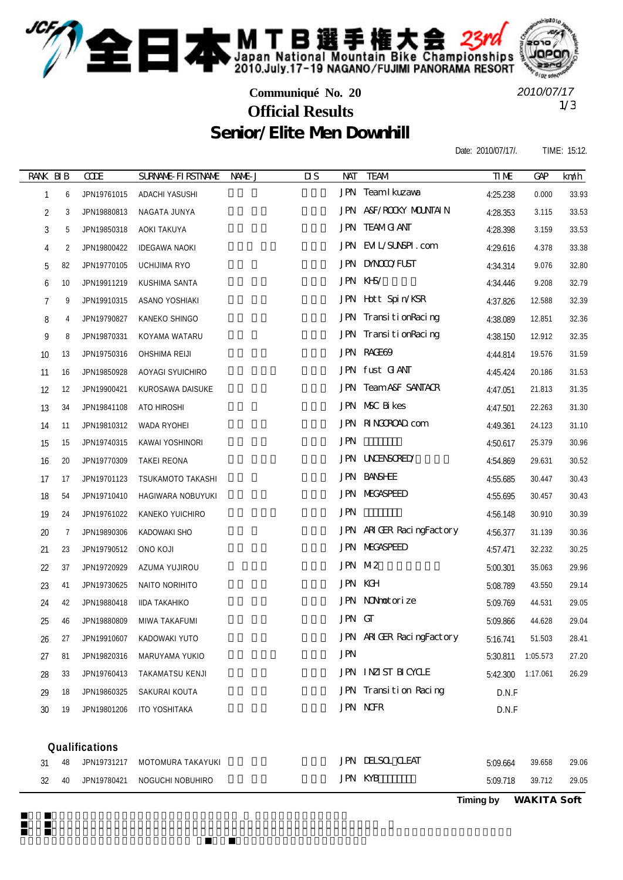# 全日本MTB選手権大会 23rd

Japan National Mountain Bike Championships
2010.July.17-19 NAGANO/FUJIMI PANORAMA RESORT

**Communiqué No. 20**

2010/07/17

## Official Results

## Senior/Elite Men Downhill

Date: 2010/07/17/. TIME: 15:12.

| RANK | BIB | CODE | SURNAME-FIRSTNAME | NAME-J | DIS | NAT | TEAM | TIME | GAP | km/h |
|---|---|---|---|---|---|---|---|---|---|---|
| 1 | 6 | JPN19761015 | ADACHI YASUSHI | | | JPN | Team Ikuzawa | 4:25.238 | 0.000 | 33.93 |
| 2 | 3 | JPN19880813 | NAGATA JUNYA | | | JPN | A&F/ROCKY MOUNTAIN | 4:28.353 | 3.115 | 33.53 |
| 3 | 5 | JPN19850318 | AOKI TAKUYA | | | JPN | TEAM GIANT | 4:28.398 | 3.159 | 33.53 |
| 4 | 2 | JPN19800422 | IDEGAWA NAOKI | | | JPN | EVIL/SUNSPI.com | 4:29.616 | 4.378 | 33.38 |
| 5 | 82 | JPN19770105 | UCHIJIMA RYO | | | JPN | DYNOCO/FUST | 4:34.314 | 9.076 | 32.80 |
| 6 | 10 | JPN19911219 | KUSHIMA SANTA | | | JPN | KHS/ | 4:34.446 | 9.208 | 32.79 |
| 7 | 9 | JPN19910315 | ASANO YOSHIAKI | | | JPN | Hott Spin/KSR | 4:37.826 | 12.588 | 32.39 |
| 8 | 4 | JPN19790827 | KANEKO SHINGO | | | JPN | TransitionRacing | 4:38.089 | 12.851 | 32.36 |
| 9 | 8 | JPN19870331 | KOYAMA WATARU | | | JPN | TransitionRacing | 4:38.150 | 12.912 | 32.35 |
| 10 | 13 | JPN19750316 | OHSHIMA REIJI | | | JPN | RAGE69 | 4:44.814 | 19.576 | 31.59 |
| 11 | 16 | JPN19850928 | AOYAGI SYUICHIRO | | | JPN | fust GIANT | 4:45.424 | 20.186 | 31.53 |
| 12 | 12 | JPN19900421 | KUROSAWA DAISUKE | | | JPN | Team A&F SANTACR | 4:47.051 | 21.813 | 31.35 |
| 13 | 34 | JPN19841108 | ATO HIROSHI | | | JPN | MSC Bikes | 4:47.501 | 22.263 | 31.30 |
| 14 | 11 | JPN19810312 | WADA RYOHEI | | | JPN | RINGOROAD.com | 4:49.361 | 24.123 | 31.10 |
| 15 | 15 | JPN19740315 | KAWAI YOSHINORI | | | JPN | | 4:50.617 | 25.379 | 30.96 |
| 16 | 20 | JPN19770309 | TAKEI REONA | | | JPN | UNCENSORED/ | 4:54.869 | 29.631 | 30.52 |
| 17 | 17 | JPN19701123 | TSUKAMOTO TAKASHI | | | JPN | BANSHEE | 4:55.685 | 30.447 | 30.43 |
| 18 | 54 | JPN19710410 | HAGIWARA NOBUYUKI | | | JPN | MEGASPEED | 4:55.695 | 30.457 | 30.43 |
| 19 | 24 | JPN19761022 | KANEKO YUICHIRO | | | JPN | | 4:56.148 | 30.910 | 30.39 |
| 20 | 7 | JPN19890306 | KADOWAKI SHO | | | JPN | ARIGER RacingFactory | 4:56.377 | 31.139 | 30.36 |
| 21 | 23 | JPN19790512 | ONO KOJI | | | JPN | MEGASPEED | 4:57.471 | 32.232 | 30.25 |
| 22 | 37 | JPN19720929 | AZUMA YUJIROU | | | JPN | M2 | 5:00.301 | 35.063 | 29.96 |
| 23 | 41 | JPN19730625 | NAITO NORIHITO | | | JPN | KGH | 5:08.789 | 43.550 | 29.14 |
| 24 | 42 | JPN19880418 | IIDA TAKAHIKO | | | JPN | NONmotorize | 5:09.769 | 44.531 | 29.05 |
| 25 | 46 | JPN19880809 | MIWA TAKAFUMI | | | JPN | GT | 5:09.866 | 44.628 | 29.04 |
| 26 | 27 | JPN19910607 | KADOWAKI YUTO | | | JPN | ARIGER RacingFactory | 5:16.741 | 51.503 | 28.41 |
| 27 | 81 | JPN19820316 | MARUYAMA YUKIO | | | JPN | | 5:30.811 | 1:05.573 | 27.20 |
| 28 | 33 | JPN19760413 | TAKAMATSU KENJI | | | JPN | INZIST BICYCLE | 5:42.300 | 1:17.061 | 26.29 |
| 29 | 18 | JPN19860325 | SAKURAI KOUTA | | | JPN | Transition Racing | D.N.F | | |
| 30 | 19 | JPN19801206 | ITO YOSHITAKA | | | JPN | NCFR | D.N.F | | |

**Qualifications**

| RANK | BIB | CODE | SURNAME-FIRSTNAME | NAME-J | DIS | NAT | TEAM | TIME | GAP | km/h |
|---|---|---|---|---|---|---|---|---|---|---|
| 31 | 48 | JPN19731217 | MOTOMURA TAKAYUKI | | | JPN | DELSOL CLEAT | 5:09.664 | 39.658 | 29.06 |
| 32 | 40 | JPN19780421 | NOGUCHI NOBUHIRO | | | JPN | KYB | 5:09.718 | 39.712 | 29.05 |

**Timing by WAKITA Soft**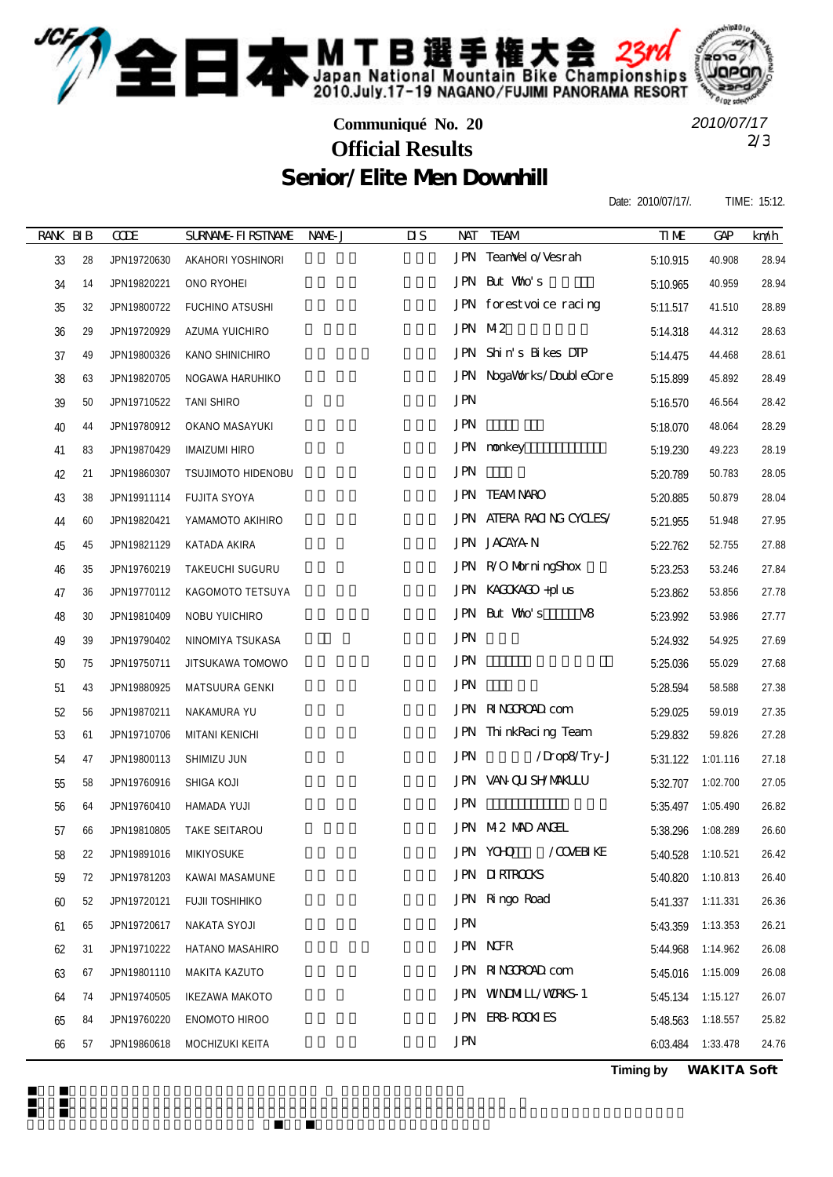# 全日本MTB選手権大会 23rd

Japan National Mountain Bike Championships
2010.July.17-19 NAGANO/FUJIMI PANORAMA RESORT

## Communiqué No. 20

2010/07/17

## Official Results

## Senior/Elite Men Downhill

Date: 2010/07/17/. TIME: 15:12.

| RANK | BIB | CODE | SURNAME-FIRSTNAME | NAME-J | DIS | NAT | TEAM | TIME | GAP | km/h |
|---|---|---|---|---|---|---|---|---|---|---|
| 33 | 28 | JPN19720630 | AKAHORI YOSHINORI | | | JPN | TeamVelo/Vesrah | 5:10.915 | 40.908 | 28.94 |
| 34 | 14 | JPN19820221 | ONO RYOHEI | | | JPN | But Who's | 5:10.965 | 40.959 | 28.94 |
| 35 | 32 | JPN19800722 | FUCHINO ATSUSHI | | | JPN | forestvoice racing | 5:11.517 | 41.510 | 28.89 |
| 36 | 29 | JPN19720929 | AZUMA YUICHIRO | | | JPN | M2 | 5:14.318 | 44.312 | 28.63 |
| 37 | 49 | JPN19800326 | KANO SHINICHIRO | | | JPN | Shin's Bikes DTP | 5:14.475 | 44.468 | 28.61 |
| 38 | 63 | JPN19820705 | NOGAWA HARUHIKO | | | JPN | NogaWorks/DoubleCore | 5:15.899 | 45.892 | 28.49 |
| 39 | 50 | JPN19710522 | TANI SHIRO | | | JPN | | 5:16.570 | 46.564 | 28.42 |
| 40 | 44 | JPN19780912 | OKANO MASAYUKI | | | JPN | | 5:18.070 | 48.064 | 28.29 |
| 41 | 83 | JPN19870429 | IMAIZUMI HIRO | | | JPN | monkey | 5:19.230 | 49.223 | 28.19 |
| 42 | 21 | JPN19860307 | TSUJIMOTO HIDENOBU | | | JPN | | 5:20.789 | 50.783 | 28.05 |
| 43 | 38 | JPN19911114 | FUJITA SYOYA | | | JPN | TEAM NARO | 5:20.885 | 50.879 | 28.04 |
| 44 | 60 | JPN19820421 | YAMAMOTO AKIHIRO | | | JPN | ATERA RACING CYCLES/ | 5:21.955 | 51.948 | 27.95 |
| 45 | 45 | JPN19821129 | KATADA AKIRA | | | JPN | JACAYA-N | 5:22.762 | 52.755 | 27.88 |
| 46 | 35 | JPN19760219 | TAKEUCHI SUGURU | | | JPN | R/O MorningShox | 5:23.253 | 53.246 | 27.84 |
| 47 | 36 | JPN19770112 | KAGOMOTO TETSUYA | | | JPN | KAGOKAGO +plus | 5:23.862 | 53.856 | 27.78 |
| 48 | 30 | JPN19810409 | NOBU YUICHIRO | | | JPN | But Who's V8 | 5:23.992 | 53.986 | 27.77 |
| 49 | 39 | JPN19790402 | NINOMIYA TSUKASA | | | JPN | | 5:24.932 | 54.925 | 27.69 |
| 50 | 75 | JPN19750711 | JITSUKAWA TOMOWO | | | JPN | | 5:25.036 | 55.029 | 27.68 |
| 51 | 43 | JPN19880925 | MATSUURA GENKI | | | JPN | | 5:28.594 | 58.588 | 27.38 |
| 52 | 56 | JPN19870211 | NAKAMURA YU | | | JPN | RINGOROAD.com | 5:29.025 | 59.019 | 27.35 |
| 53 | 61 | JPN19710706 | MITANI KENICHI | | | JPN | ThinkRacing Team | 5:29.832 | 59.826 | 27.28 |
| 54 | 47 | JPN19800113 | SHIMIZU JUN | | | JPN | /Drop8/Try-J | 5:31.122 | 1:01.116 | 27.18 |
| 55 | 58 | JPN19760916 | SHIGA KOJI | | | JPN | VAN-QUISH/MAKULU | 5:32.707 | 1:02.700 | 27.05 |
| 56 | 64 | JPN19760410 | HAMADA YUJI | | | JPN | | 5:35.497 | 1:05.490 | 26.82 |
| 57 | 66 | JPN19810805 | TAKE SEITAROU | | | JPN | M2 MAD ANGEL | 5:38.296 | 1:08.289 | 26.60 |
| 58 | 22 | JPN19891016 | MIKIYOSUKE | | | JPN | YOHO /COVEBIKE | 5:40.528 | 1:10.521 | 26.42 |
| 59 | 72 | JPN19781203 | KAWAI MASAMUNE | | | JPN | DIRTROCKS | 5:40.820 | 1:10.813 | 26.40 |
| 60 | 52 | JPN19720121 | FUJII TOSHIHIKO | | | JPN | Ringo Road | 5:41.337 | 1:11.331 | 26.36 |
| 61 | 65 | JPN19720617 | NAKATA SYOJI | | | JPN | | 5:43.359 | 1:13.353 | 26.21 |
| 62 | 31 | JPN19710222 | HATANO MASAHIRO | | | JPN | NCFR | 5:44.968 | 1:14.962 | 26.08 |
| 63 | 67 | JPN19801110 | MAKITA KAZUTO | | | JPN | RINGOROAD.com | 5:45.016 | 1:15.009 | 26.08 |
| 64 | 74 | JPN19740505 | IKEZAWA MAKOTO | | | JPN | WINDMILL/WORKS-1 | 5:45.134 | 1:15.127 | 26.07 |
| 65 | 84 | JPN19760220 | ENOMOTO HIROO | | | JPN | ERB-ROOKIES | 5:48.563 | 1:18.557 | 25.82 |
| 66 | 57 | JPN19860618 | MOCHIZUKI KEITA | | | JPN | | 6:03.484 | 1:33.478 | 24.76 |

Timing by WAKITA Soft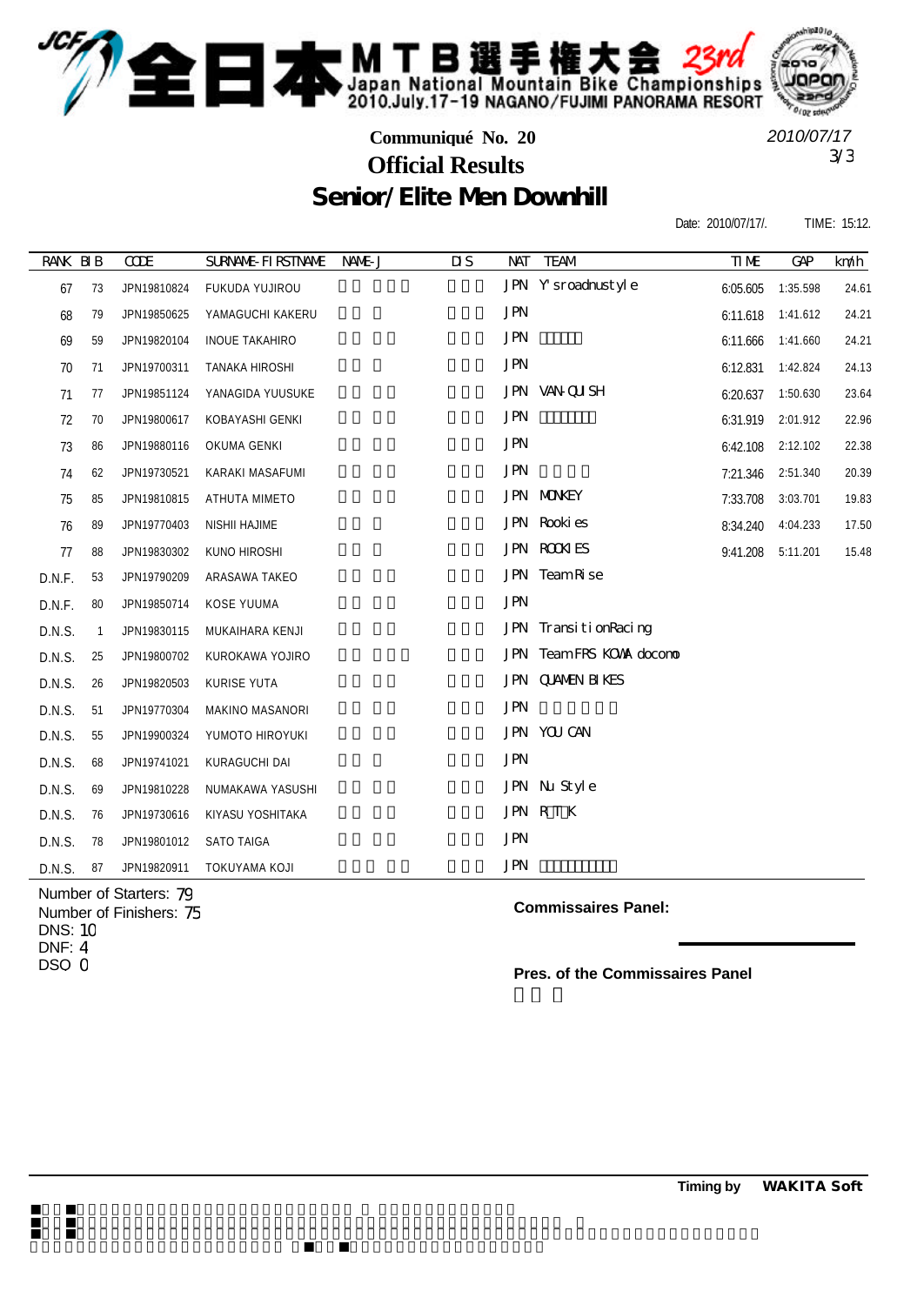# 全日本MTB選手権大会 23rd
Japan National Mountain Bike Championships
2010.July.17-19 NAGANO/FUJIMI PANORAMA RESORT

**Communiqué No. 20**

2010/07/17

## Official Results

## Senior/Elite Men Downhill

Date: 2010/07/17/. TIME: 15:12.

| RANK | BIB | CODE | SURNAME-FIRSTNAME | NAME-J | DIS | NAT | TEAM | TIME | GAP | km/h |
|---|---|---|---|---|---|---|---|---|---|---|
| 67 | 73 | JPN19810824 | FUKUDA YUJIROU | | | JPN | Y'sroadnustyle | 6:05.605 | 1:35.598 | 24.61 |
| 68 | 79 | JPN19850625 | YAMAGUCHI KAKERU | | | JPN | | 6:11.618 | 1:41.612 | 24.21 |
| 69 | 59 | JPN19820104 | INOUE TAKAHIRO | | | JPN | | 6:11.666 | 1:41.660 | 24.21 |
| 70 | 71 | JPN19700311 | TANAKA HIROSHI | | | JPN | | 6:12.831 | 1:42.824 | 24.13 |
| 71 | 77 | JPN19851124 | YANAGIDA YUUSUKE | | | JPN | VAN-QUISH | 6:20.637 | 1:50.630 | 23.64 |
| 72 | 70 | JPN19800617 | KOBAYASHI GENKI | | | JPN | | 6:31.919 | 2:01.912 | 22.96 |
| 73 | 86 | JPN19880116 | OKUMA GENKI | | | JPN | | 6:42.108 | 2:12.102 | 22.38 |
| 74 | 62 | JPN19730521 | KARAKI MASAFUMI | | | JPN | | 7:21.346 | 2:51.340 | 20.39 |
| 75 | 85 | JPN19810815 | ATHUTA MIMETO | | | JPN | MONKEY | 7:33.708 | 3:03.701 | 19.83 |
| 76 | 89 | JPN19770403 | NISHII HAJIME | | | JPN | Rookies | 8:34.240 | 4:04.233 | 17.50 |
| 77 | 88 | JPN19830302 | KUNO HIROSHI | | | JPN | ROOKIES | 9:41.208 | 5:11.201 | 15.48 |
| D.N.F. | 53 | JPN19790209 | ARASAWA TAKEO | | | JPN | TeamRise | | | |
| D.N.F. | 80 | JPN19850714 | KOSE YUUMA | | | JPN | | | | |
| D.N.S. | 1 | JPN19830115 | MUKAIHARA KENJI | | | JPN | TransitionRacing | | | |
| D.N.S. | 25 | JPN19800702 | KUROKAWA YOJIRO | | | JPN | TeamFRS KOWA docomo | | | |
| D.N.S. | 26 | JPN19820503 | KURISE YUTA | | | JPN | QUAMEN BIKES | | | |
| D.N.S. | 51 | JPN19770304 | MAKINO MASANORI | | | JPN | | | | |
| D.N.S. | 55 | JPN19900324 | YUMOTO HIROYUKI | | | JPN | YOU CAN | | | |
| D.N.S. | 68 | JPN19741021 | KURAGUCHI DAI | | | JPN | | | | |
| D.N.S. | 69 | JPN19810228 | NUMAKAWA YASUSHI | | | JPN | Nu Style | | | |
| D.N.S. | 76 | JPN19730616 | KIYASU YOSHITAKA | | | JPN | R T K | | | |
| D.N.S. | 78 | JPN19801012 | SATO TAIGA | | | JPN | | | | |
| D.N.S. | 87 | JPN19820911 | TOKUYAMA KOJI | | | JPN | | | | |

Number of Starters: 79
Number of Finishers: 75
DNS: 10
DNF: 4
DSO 0

**Commissaires Panel:**

**Pres. of the Commissaires Panel**

**Timing by WAKITA Soft**